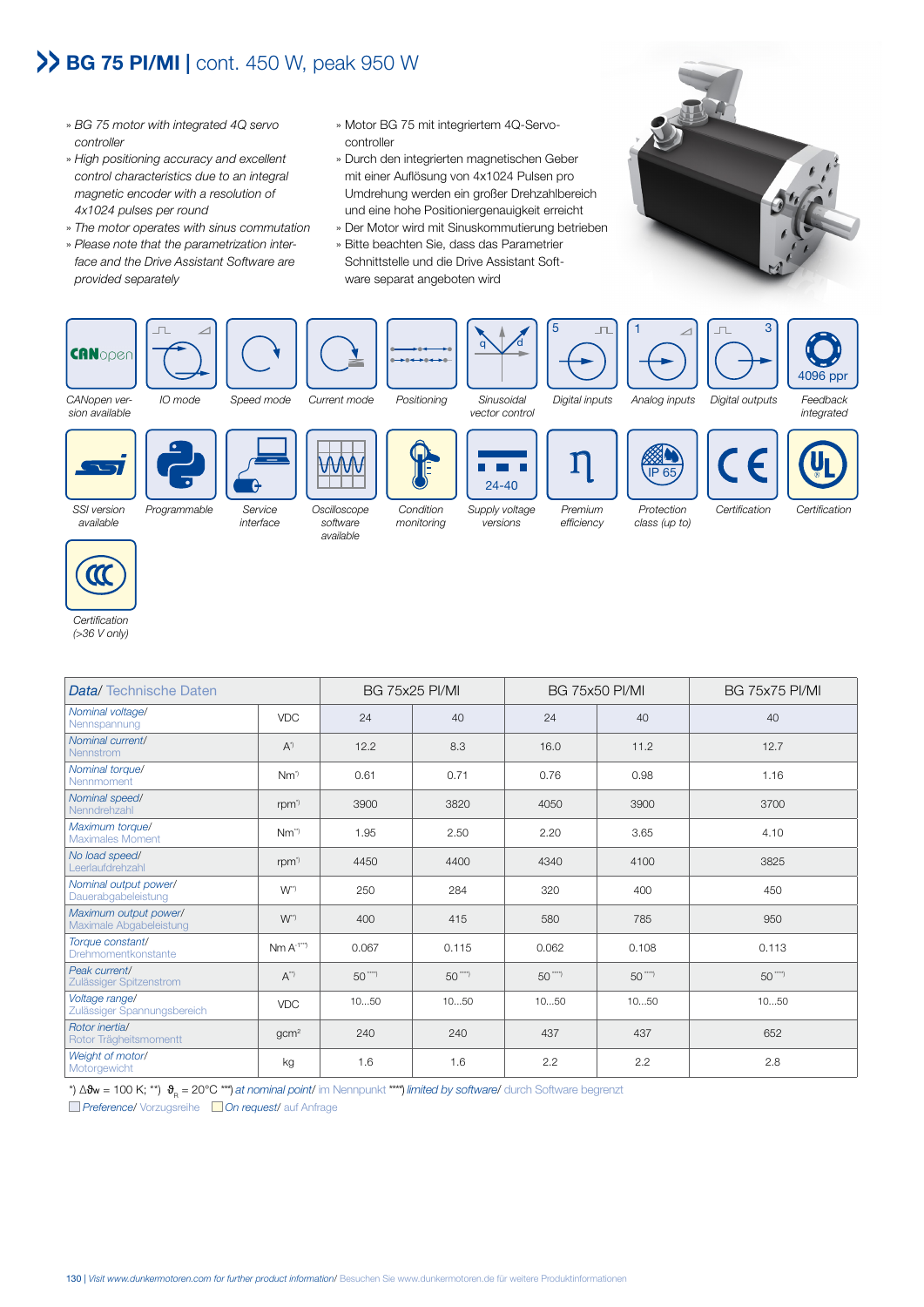# BG 75 PI/MI | cont. 450 W, peak 950 W

- *BG 75 motor with integrated 4Q servo controller*
- *High positioning accuracy and excellent control characteristics due to an integral magnetic encoder with a resolution of 4x1024 pulses per round*
- *The motor operates with sinus commutation*
- *Please note that the parametrization interface and the Drive Assistant Software are provided separately*

- Motor BG 75 mit integriertem 4Q-Servo-controller
- Durch den integrierten magnetischen Geber mit einer Auflösung von 4x1024 Pulsen pro Umdrehung werden ein großer Drehzahlbereich und eine hohe Positioniergenauigkeit erreicht
- Der Motor wird mit Sinuskommutierung betrieben
- Bitte beachten Sie, dass das Parametrier Schnittstelle und die Drive Assistant Software separat angeboten wird

*CANopen version available* · *IO mode* · *Speed mode* · *Current mode* · *Positioning* · *Sinusoidal vector control* · *Digital inputs* (5) · *Analog inputs* (1) · *Digital outputs* (3) · *Feedback integrated* (4096 ppr) · *SSI version available* · *Programmable* · *Service interface* · *Oscilloscope software available* · *Condition monitoring* · *Supply voltage versions* (24-40) · *Premium efficiency* · *Protection class (up to)* (IP 65) · *Certification* (CE) · *Certification* (UL) · *Certification (>36 V only)* (CCC)

| *Data*/ Technische Daten | | BG 75x25 PI/MI | | BG 75x50 PI/MI | | BG 75x75 PI/MI |
|---|---|---|---|---|---|---|
| *Nominal voltage*/ Nennspannung | VDC | 24 | 40 | 24 | 40 | 40 |
| *Nominal current*/ Nennstrom | A*) | 12.2 | 8.3 | 16.0 | 11.2 | 12.7 |
| *Nominal torque*/ Nennmoment | Nm*) | 0.61 | 0.71 | 0.76 | 0.98 | 1.16 |
| *Nominal speed*/ Nenndrehzahl | rpm*) | 3900 | 3820 | 4050 | 3900 | 3700 |
| *Maximum torque*/ Maximales Moment | Nm**) | 1.95 | 2.50 | 2.20 | 3.65 | 4.10 |
| *No load speed*/ Leerlaufdrehzahl | rpm*) | 4450 | 4400 | 4340 | 4100 | 3825 |
| *Nominal output power*/ Dauerabgabeleistung | W**) | 250 | 284 | 320 | 400 | 450 |
| *Maximum output power*/ Maximale Abgabeleistung | W**) | 400 | 415 | 580 | 785 | 950 |
| *Torque constant*/ Drehmomentkonstante | Nm A-1***) | 0.067 | 0.115 | 0.062 | 0.108 | 0.113 |
| *Peak current*/ Zulässiger Spitzenstrom | A**) | 50****) | 50****) | 50****) | 50****) | 50****) |
| *Voltage range*/ Zulässiger Spannungsbereich | VDC | 10...50 | 10...50 | 10...50 | 10...50 | 10...50 |
| *Rotor inertia*/ Rotor Trägheitsmomentt | gcm² | 240 | 240 | 437 | 437 | 652 |
| *Weight of motor*/ Motorgewicht | kg | 1.6 | 1.6 | 2.2 | 2.2 | 2.8 |

*) $\Delta\vartheta_W$ = 100 K; **) $\vartheta_R$ = 20°C ***) *at nominal point*/ im Nennpunkt ****) *limited by software*/ durch Software begrenzt

*Preference*/ Vorzugsreihe *On request*/ auf Anfrage

*Visit www.dunkermotoren.com for further product information*/ Besuchen Sie www.dunkermotoren.de für weitere Produktinformationen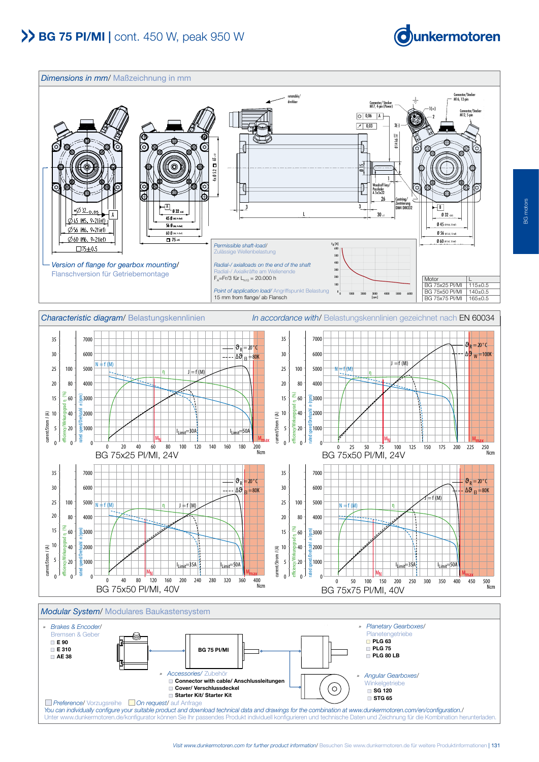# BG 75 PI/MI | cont. 450 W, peak 950 W

## Dimensions in mm/ Maßzeichnung in mm

rotatable/ drehbar

Connector/ Stecker M17, 4-pin (Power)

Connector/ Stecker M16, 12 pin

Connector/ Stecker M12, 5 pin

Woodruff key/ Passfeder A 5x5x22

Centring/ Zentrierung DM4 DIN332

L

*Version of flange for gearbox mounting/* Flanschversion für Getriebemontage

*Permissible shaft-load/* Zulässige Wellenbelastung

*Radial-/ axialloads on the end of the shaft/* Radial-/ Axialkräfte am Wellenende

$F_A$=Fr/3 für $L_{h10}$ = 20.000 h

*Point of application load/* Angriffspunkt Belastung

15 mm from flange/ ab Flansch

| Motor | L |
|---|---|
| BG 75x25 PI/MI | 115±0.5 |
| BG 75x50 PI/MI | 140±0.5 |
| BG 75x75 PI/MI | 165±0.5 |

## Characteristic diagram/ Belastungskennlinien

*In accordance with/* Belastungskennlinien gezeichnet nach EN 60034

BG 75x25 PI/MI, 24V

BG 75x50 PI/MI, 24V

BG 75x50 PI/MI, 40V

BG 75x75 PI/MI, 40V

## Modular System/ Modulares Baukastensystem

*Brakes & Encoder/* Bremsen & Geber
- E 90
- E 310
- AE 38

BG 75 PI/MI

*Planetary Gearboxes/* Planetengetriebe
- PLG 63
- PLG 75
- PLG 80 LB

*Accessories/* Zubehör
- Connector with cable/ Anschlussleitungen
- Cover/ Verschlussdeckel
- Starter Kit/ Starter Kit

*Angular Gearboxes/* Winkelgetriebe
- SG 120
- STG 65

*Preference/* Vorzugsreihe *On request/* auf Anfrage

*You can individually configure your suitable product and download technical data and drawings for the combination at www.dunkermotoren.com/en/configuration./*
Unter www.dunkermotoren.de/konfigurator können Sie Ihr passendes Produkt individuell konfigurieren und technische Daten und Zeichnung für die Kombination herunterladen.